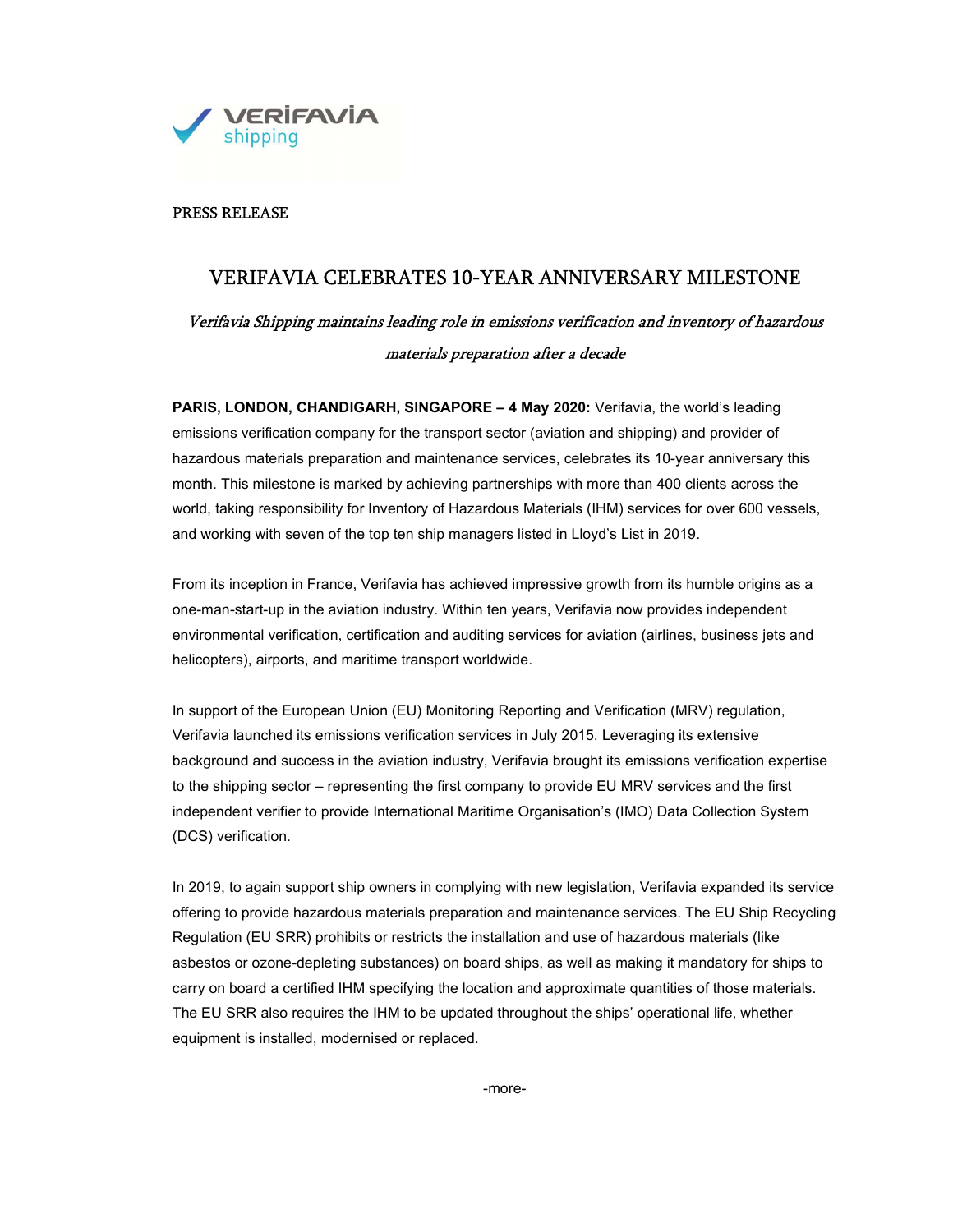PRESS RELEASE

# VERIFAVIA CELEBRATES 10-YEAR ANNIVERSARY MILESTONE

*Verifavia Shipping maintains leading role in emissions verification and inventory of hazardous materials preparation after a decade*

**PARIS, LONDON, CHANDIGARH, SINGAPORE – 4 May 2020:** Verifavia, the world's leading emissions verification company for the transport sector (aviation and shipping) and provider of hazardous materials preparation and maintenance services, celebrates its 10-year anniversary this month. This milestone is marked by achieving partnerships with more than 400 clients across the world, taking responsibility for Inventory of Hazardous Materials (IHM) services for over 600 vessels, and working with seven of the top ten ship managers listed in Lloyd's List in 2019.

From its inception in France, Verifavia has achieved impressive growth from its humble origins as a one-man-start-up in the aviation industry. Within ten years, Verifavia now provides independent environmental verification, certification and auditing services for aviation (airlines, business jets and helicopters), airports, and maritime transport worldwide.

In support of the European Union (EU) Monitoring Reporting and Verification (MRV) regulation, Verifavia launched its emissions verification services in July 2015. Leveraging its extensive background and success in the aviation industry, Verifavia brought its emissions verification expertise to the shipping sector – representing the first company to provide EU MRV services and the first independent verifier to provide International Maritime Organisation's (IMO) Data Collection System (DCS) verification.

In 2019, to again support ship owners in complying with new legislation, Verifavia expanded its service offering to provide hazardous materials preparation and maintenance services. The EU Ship Recycling Regulation (EU SRR) prohibits or restricts the installation and use of hazardous materials (like asbestos or ozone-depleting substances) on board ships, as well as making it mandatory for ships to carry on board a certified IHM specifying the location and approximate quantities of those materials. The EU SRR also requires the IHM to be updated throughout the ships' operational life, whether equipment is installed, modernised or replaced.

-more-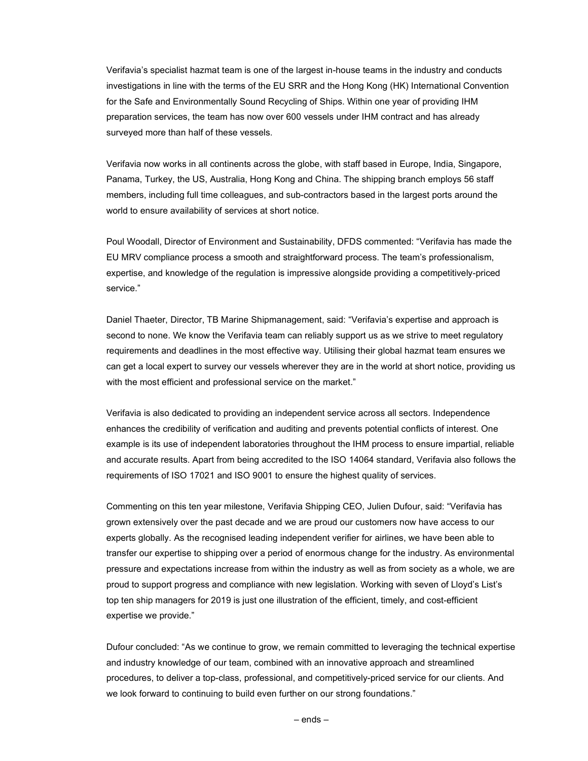Verifavia's specialist hazmat team is one of the largest in-house teams in the industry and conducts investigations in line with the terms of the EU SRR and the Hong Kong (HK) International Convention for the Safe and Environmentally Sound Recycling of Ships. Within one year of providing IHM preparation services, the team has now over 600 vessels under IHM contract and has already surveyed more than half of these vessels.

Verifavia now works in all continents across the globe, with staff based in Europe, India, Singapore, Panama, Turkey, the US, Australia, Hong Kong and China. The shipping branch employs 56 staff members, including full time colleagues, and sub-contractors based in the largest ports around the world to ensure availability of services at short notice.

Poul Woodall, Director of Environment and Sustainability, DFDS commented: "Verifavia has made the EU MRV compliance process a smooth and straightforward process. The team's professionalism, expertise, and knowledge of the regulation is impressive alongside providing a competitively-priced service."

Daniel Thaeter, Director, TB Marine Shipmanagement, said: "Verifavia's expertise and approach is second to none. We know the Verifavia team can reliably support us as we strive to meet regulatory requirements and deadlines in the most effective way. Utilising their global hazmat team ensures we can get a local expert to survey our vessels wherever they are in the world at short notice, providing us with the most efficient and professional service on the market."

Verifavia is also dedicated to providing an independent service across all sectors. Independence enhances the credibility of verification and auditing and prevents potential conflicts of interest. One example is its use of independent laboratories throughout the IHM process to ensure impartial, reliable and accurate results. Apart from being accredited to the ISO 14064 standard, Verifavia also follows the requirements of ISO 17021 and ISO 9001 to ensure the highest quality of services.

Commenting on this ten year milestone, Verifavia Shipping CEO, Julien Dufour, said: "Verifavia has grown extensively over the past decade and we are proud our customers now have access to our experts globally. As the recognised leading independent verifier for airlines, we have been able to transfer our expertise to shipping over a period of enormous change for the industry. As environmental pressure and expectations increase from within the industry as well as from society as a whole, we are proud to support progress and compliance with new legislation. Working with seven of Lloyd's List's top ten ship managers for 2019 is just one illustration of the efficient, timely, and cost-efficient expertise we provide."

Dufour concluded: "As we continue to grow, we remain committed to leveraging the technical expertise and industry knowledge of our team, combined with an innovative approach and streamlined procedures, to deliver a top-class, professional, and competitively-priced service for our clients. And we look forward to continuing to build even further on our strong foundations."

– ends –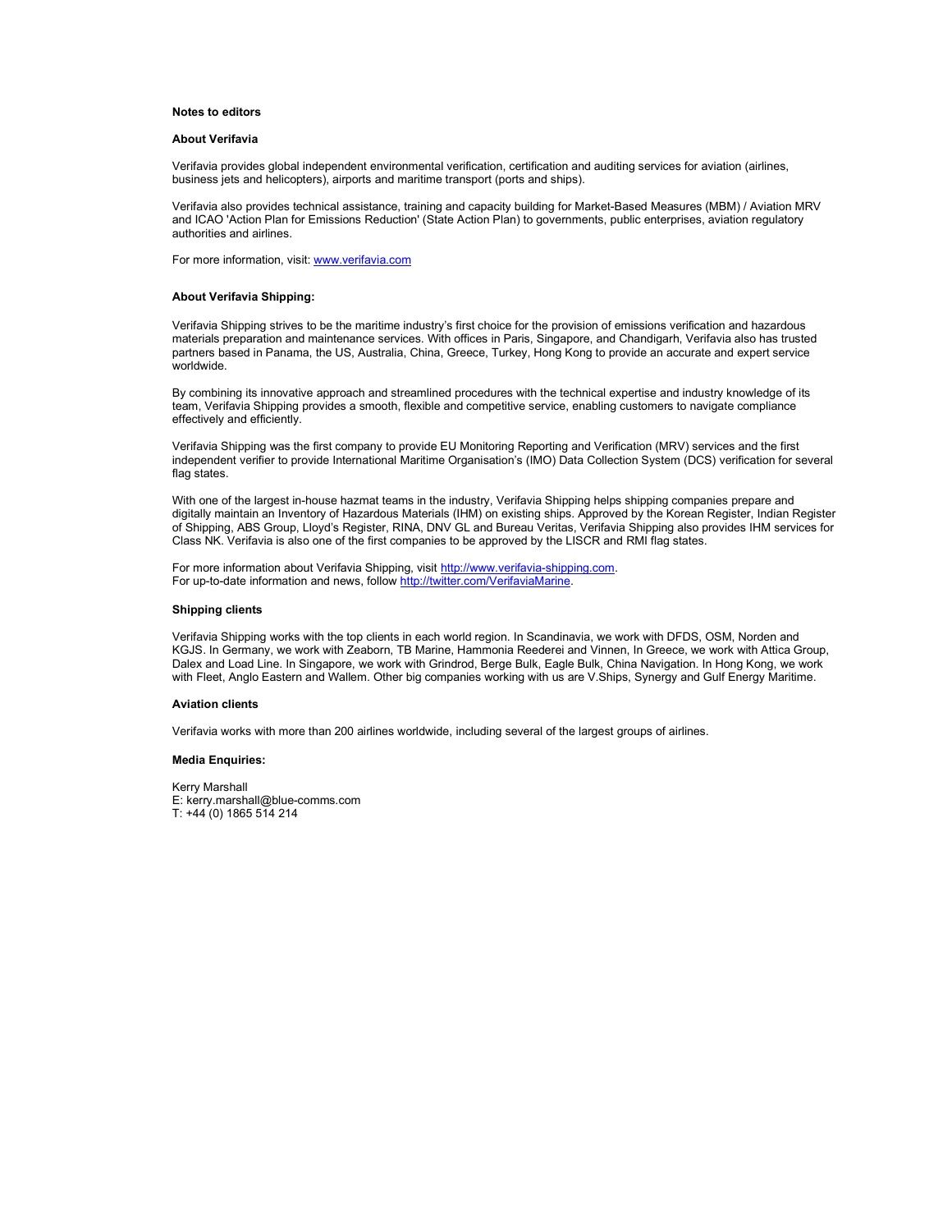**Notes to editors**

**About Verifavia**

Verifavia provides global independent environmental verification, certification and auditing services for aviation (airlines, business jets and helicopters), airports and maritime transport (ports and ships).

Verifavia also provides technical assistance, training and capacity building for Market-Based Measures (MBM) / Aviation MRV and ICAO 'Action Plan for Emissions Reduction' (State Action Plan) to governments, public enterprises, aviation regulatory authorities and airlines.

For more information, visit: [www.verifavia.com](www.verifavia.com)

**About Verifavia Shipping:**

Verifavia Shipping strives to be the maritime industry's first choice for the provision of emissions verification and hazardous materials preparation and maintenance services. With offices in Paris, Singapore, and Chandigarh, Verifavia also has trusted partners based in Panama, the US, Australia, China, Greece, Turkey, Hong Kong to provide an accurate and expert service worldwide.

By combining its innovative approach and streamlined procedures with the technical expertise and industry knowledge of its team, Verifavia Shipping provides a smooth, flexible and competitive service, enabling customers to navigate compliance effectively and efficiently.

Verifavia Shipping was the first company to provide EU Monitoring Reporting and Verification (MRV) services and the first independent verifier to provide International Maritime Organisation's (IMO) Data Collection System (DCS) verification for several flag states.

With one of the largest in-house hazmat teams in the industry, Verifavia Shipping helps shipping companies prepare and digitally maintain an Inventory of Hazardous Materials (IHM) on existing ships. Approved by the Korean Register, Indian Register of Shipping, ABS Group, Lloyd's Register, RINA, DNV GL and Bureau Veritas, Verifavia Shipping also provides IHM services for Class NK. Verifavia is also one of the first companies to be approved by the LISCR and RMI flag states.

For more information about Verifavia Shipping, visit [http://www.verifavia-shipping.com](http://www.verifavia-shipping.com).
For up-to-date information and news, follow [http://twitter.com/VerifaviaMarine](http://twitter.com/VerifaviaMarine).

**Shipping clients**

Verifavia Shipping works with the top clients in each world region. In Scandinavia, we work with DFDS, OSM, Norden and KGJS. In Germany, we work with Zeaborn, TB Marine, Hammonia Reederei and Vinnen, In Greece, we work with Attica Group, Dalex and Load Line. In Singapore, we work with Grindrod, Berge Bulk, Eagle Bulk, China Navigation. In Hong Kong, we work with Fleet, Anglo Eastern and Wallem. Other big companies working with us are V.Ships, Synergy and Gulf Energy Maritime.

**Aviation clients**

Verifavia works with more than 200 airlines worldwide, including several of the largest groups of airlines.

**Media Enquiries:**

Kerry Marshall
E: kerry.marshall@blue-comms.com
T: +44 (0) 1865 514 214